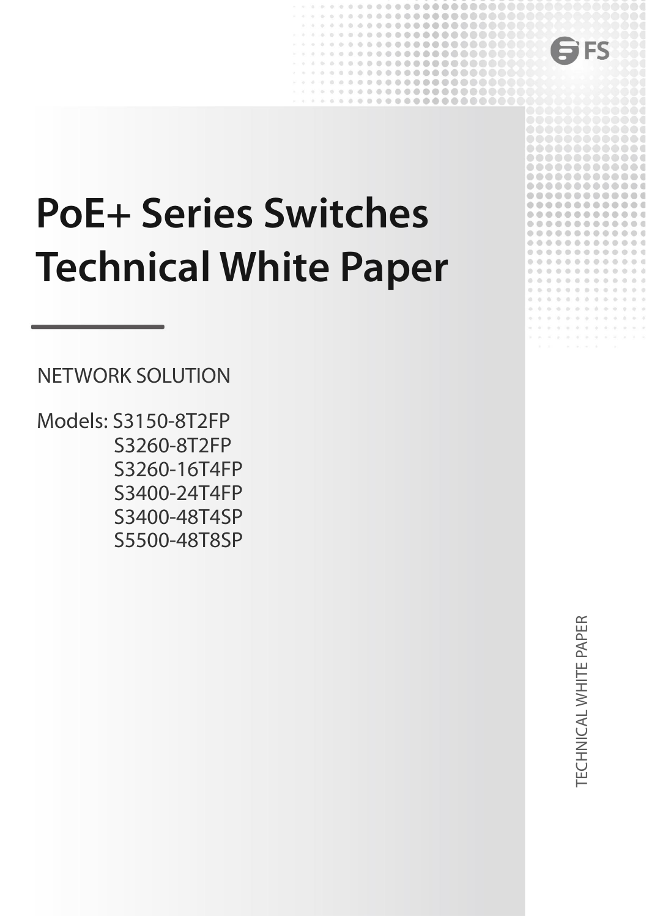# PoE+ Series Switches Technical White Paper

NETWORK SOLUTION

Models: S3150-8T2FP
S3260-8T2FP
S3260-16T4FP
S3400-24T4FP
S3400-48T4SP
S5500-48T8SP

TECHNICAL WHITE PAPER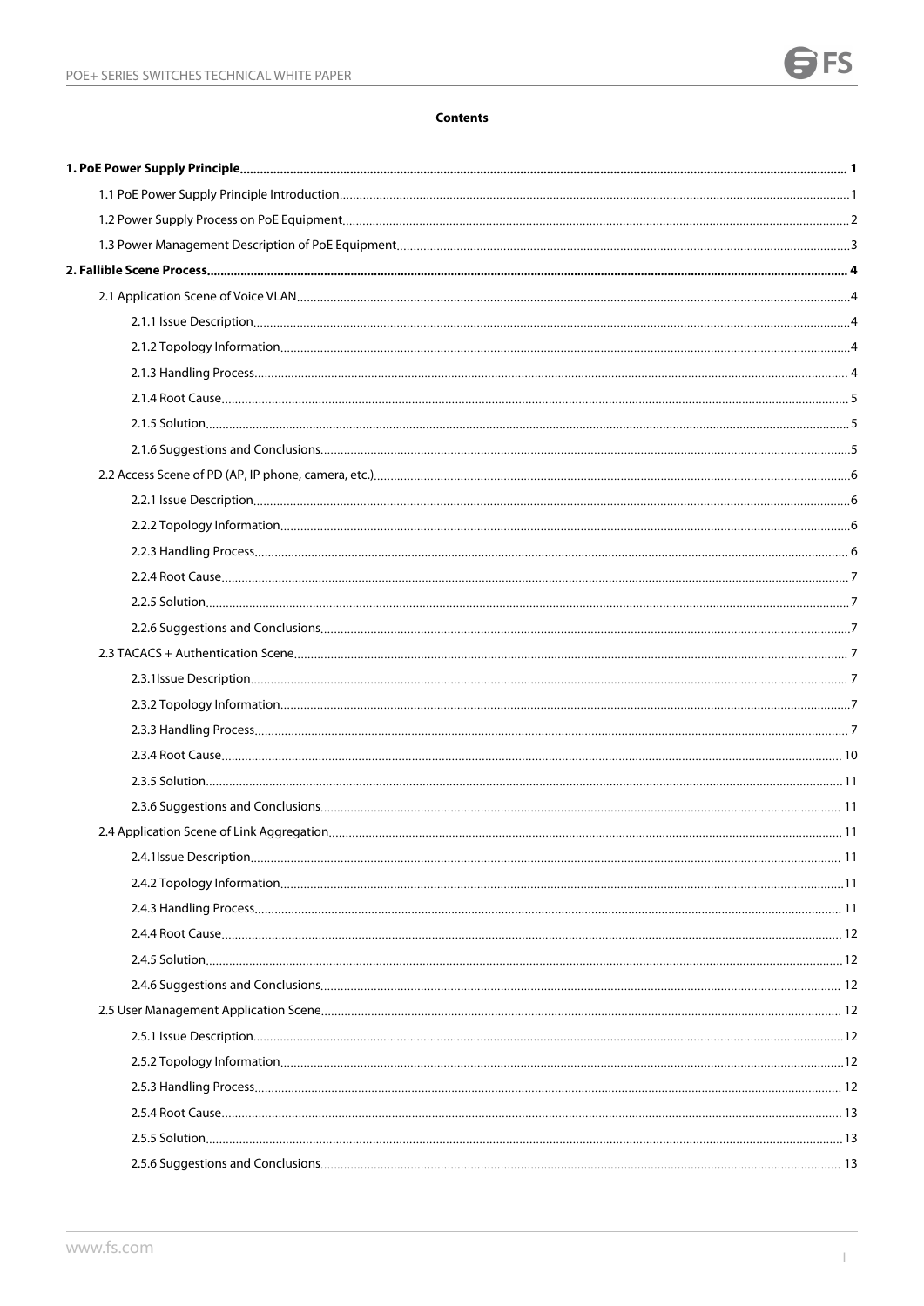**Contents**

**1. PoE Power Supply Principle** ..... **1**

1.1 PoE Power Supply Principle Introduction ..... 1

1.2 Power Supply Process on PoE Equipment ..... 2

1.3 Power Management Description of PoE Equipment ..... 3

**2. Fallible Scene Process** ..... **4**

2.1 Application Scene of Voice VLAN ..... 4

2.1.1 Issue Description ..... 4

2.1.2 Topology Information ..... 4

2.1.3 Handling Process ..... 4

2.1.4 Root Cause ..... 5

2.1.5 Solution ..... 5

2.1.6 Suggestions and Conclusions ..... 5

2.2 Access Scene of PD (AP, IP phone, camera, etc.) ..... 6

2.2.1 Issue Description ..... 6

2.2.2 Topology Information ..... 6

2.2.3 Handling Process ..... 6

2.2.4 Root Cause ..... 7

2.2.5 Solution ..... 7

2.2.6 Suggestions and Conclusions ..... 7

2.3 TACACS + Authentication Scene ..... 7

2.3.1Issue Description ..... 7

2.3.2 Topology Information ..... 7

2.3.3 Handling Process ..... 7

2.3.4 Root Cause ..... 10

2.3.5 Solution ..... 11

2.3.6 Suggestions and Conclusions ..... 11

2.4 Application Scene of Link Aggregation ..... 11

2.4.1Issue Description ..... 11

2.4.2 Topology Information ..... 11

2.4.3 Handling Process ..... 11

2.4.4 Root Cause ..... 12

2.4.5 Solution ..... 12

2.4.6 Suggestions and Conclusions ..... 12

2.5 User Management Application Scene ..... 12

2.5.1 Issue Description ..... 12

2.5.2 Topology Information ..... 12

2.5.3 Handling Process ..... 12

2.5.4 Root Cause ..... 13

2.5.5 Solution ..... 13

2.5.6 Suggestions and Conclusions ..... 13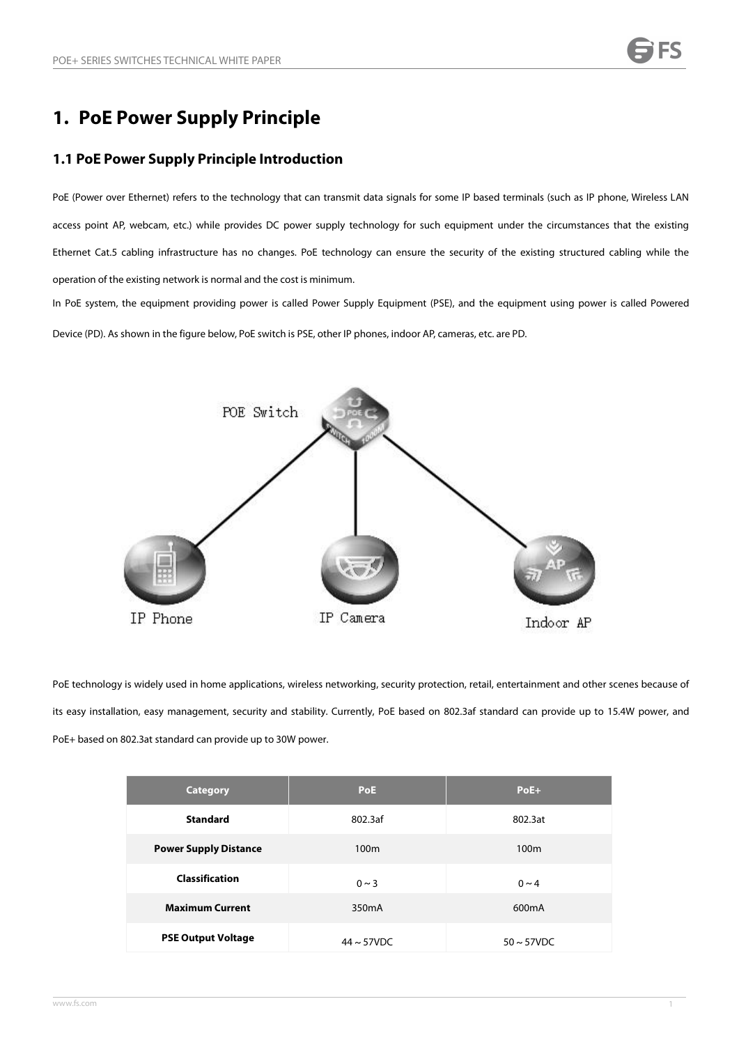# 1. PoE Power Supply Principle

## 1.1 PoE Power Supply Principle Introduction

PoE (Power over Ethernet) refers to the technology that can transmit data signals for some IP based terminals (such as IP phone, Wireless LAN access point AP, webcam, etc.) while provides DC power supply technology for such equipment under the circumstances that the existing Ethernet Cat.5 cabling infrastructure has no changes. PoE technology can ensure the security of the existing structured cabling while the operation of the existing network is normal and the cost is minimum.

In PoE system, the equipment providing power is called Power Supply Equipment (PSE), and the equipment using power is called Powered Device (PD). As shown in the figure below, PoE switch is PSE, other IP phones, indoor AP, cameras, etc. are PD.

PoE technology is widely used in home applications, wireless networking, security protection, retail, entertainment and other scenes because of its easy installation, easy management, security and stability. Currently, PoE based on 802.3af standard can provide up to 15.4W power, and PoE+ based on 802.3at standard can provide up to 30W power.

| Category | PoE | PoE+ |
| --- | --- | --- |
| **Standard** | 802.3af | 802.3at |
| **Power Supply Distance** | 100m | 100m |
| **Classification** | 0 ~ 3 | 0 ~ 4 |
| **Maximum Current** | 350mA | 600mA |
| **PSE Output Voltage** | 44 ~ 57VDC | 50 ~ 57VDC |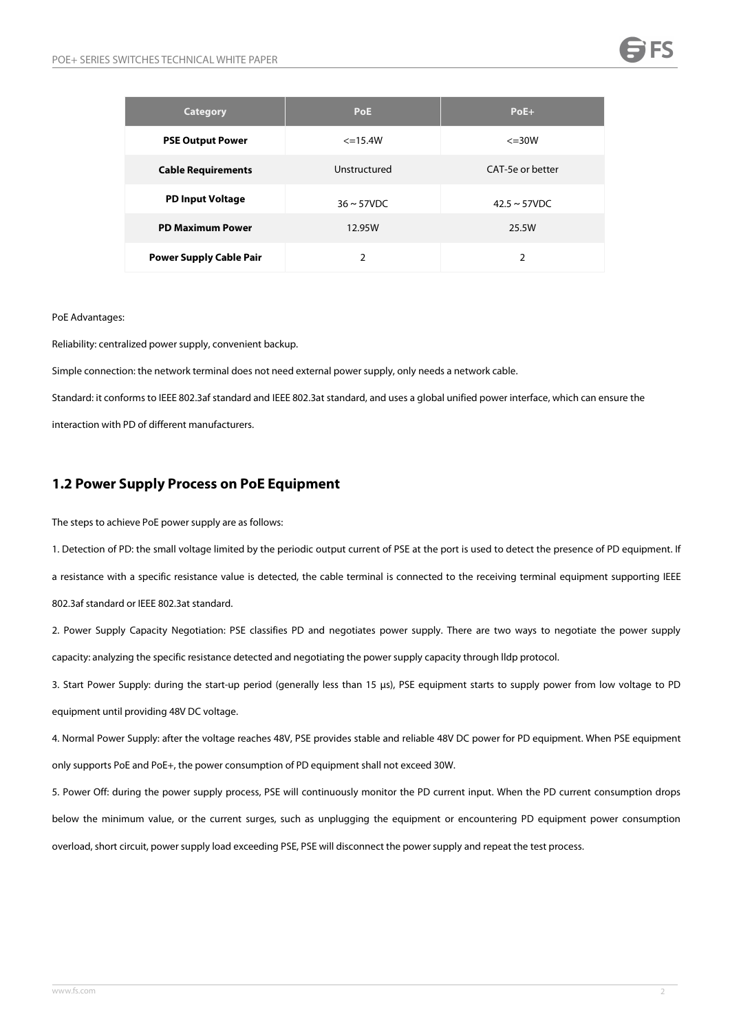| Category | PoE | PoE+ |
|---|---|---|
| **PSE Output Power** | <=15.4W | <=30W |
| **Cable Requirements** | Unstructured | CAT-5e or better |
| **PD Input Voltage** | 36 ~ 57VDC | 42.5 ~ 57VDC |
| **PD Maximum Power** | 12.95W | 25.5W |
| **Power Supply Cable Pair** | 2 | 2 |

PoE Advantages:

Reliability: centralized power supply, convenient backup.

Simple connection: the network terminal does not need external power supply, only needs a network cable.

Standard: it conforms to IEEE 802.3af standard and IEEE 802.3at standard, and uses a global unified power interface, which can ensure the interaction with PD of different manufacturers.

## 1.2 Power Supply Process on PoE Equipment

The steps to achieve PoE power supply are as follows:

1. Detection of PD: the small voltage limited by the periodic output current of PSE at the port is used to detect the presence of PD equipment. If a resistance with a specific resistance value is detected, the cable terminal is connected to the receiving terminal equipment supporting IEEE 802.3af standard or IEEE 802.3at standard.

2. Power Supply Capacity Negotiation: PSE classifies PD and negotiates power supply. There are two ways to negotiate the power supply capacity: analyzing the specific resistance detected and negotiating the power supply capacity through lldp protocol.

3. Start Power Supply: during the start-up period (generally less than 15 μs), PSE equipment starts to supply power from low voltage to PD equipment until providing 48V DC voltage.

4. Normal Power Supply: after the voltage reaches 48V, PSE provides stable and reliable 48V DC power for PD equipment. When PSE equipment only supports PoE and PoE+, the power consumption of PD equipment shall not exceed 30W.

5. Power Off: during the power supply process, PSE will continuously monitor the PD current input. When the PD current consumption drops below the minimum value, or the current surges, such as unplugging the equipment or encountering PD equipment power consumption overload, short circuit, power supply load exceeding PSE, PSE will disconnect the power supply and repeat the test process.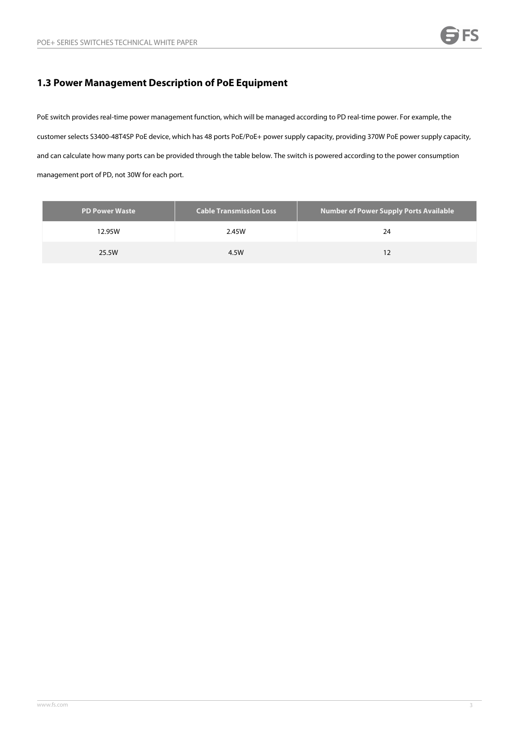## 1.3 Power Management Description of PoE Equipment

PoE switch provides real-time power management function, which will be managed according to PD real-time power. For example, the customer selects S3400-48T4SP PoE device, which has 48 ports PoE/PoE+ power supply capacity, providing 370W PoE power supply capacity, and can calculate how many ports can be provided through the table below. The switch is powered according to the power consumption management port of PD, not 30W for each port.

| PD Power Waste | Cable Transmission Loss | Number of Power Supply Ports Available |
| --- | --- | --- |
| 12.95W | 2.45W | 24 |
| 25.5W | 4.5W | 12 |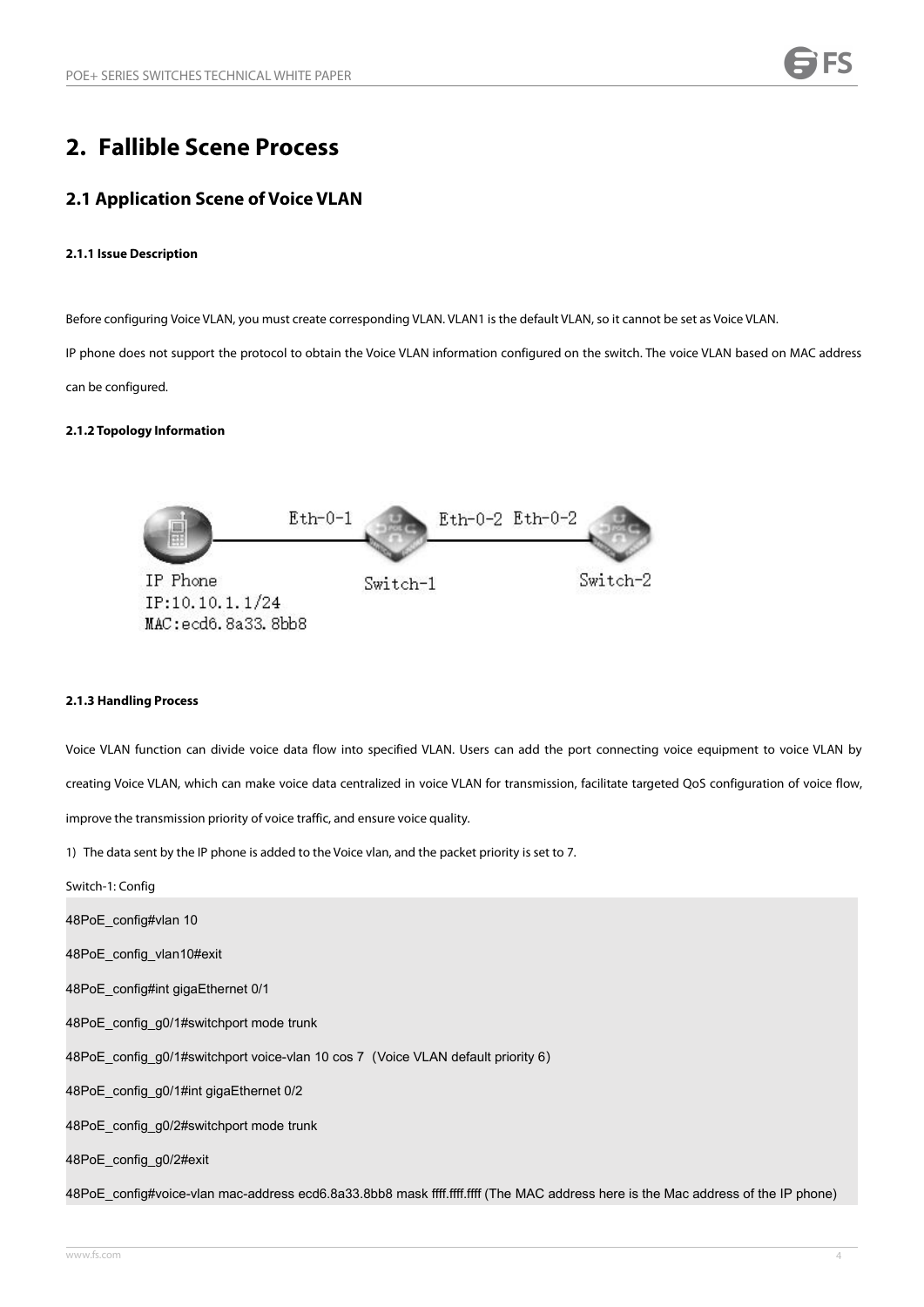# 2. Fallible Scene Process

## 2.1 Application Scene of Voice VLAN

#### 2.1.1 Issue Description

Before configuring Voice VLAN, you must create corresponding VLAN. VLAN1 is the default VLAN, so it cannot be set as Voice VLAN.

IP phone does not support the protocol to obtain the Voice VLAN information configured on the switch. The voice VLAN based on MAC address can be configured.

#### 2.1.2 Topology Information

Eth-0-1 Eth-0-2 Eth-0-2

IP Phone
IP:10.10.1.1/24
MAC:ecd6.8a33.8bb8

Switch-1

Switch-2

#### 2.1.3 Handling Process

Voice VLAN function can divide voice data flow into specified VLAN. Users can add the port connecting voice equipment to voice VLAN by creating Voice VLAN, which can make voice data centralized in voice VLAN for transmission, facilitate targeted QoS configuration of voice flow, improve the transmission priority of voice traffic, and ensure voice quality.

1) The data sent by the IP phone is added to the Voice vlan, and the packet priority is set to 7.

Switch-1: Config

```
48PoE_config#vlan 10
48PoE_config_vlan10#exit
48PoE_config#int gigaEthernet 0/1
48PoE_config_g0/1#switchport mode trunk
48PoE_config_g0/1#switchport voice-vlan 10 cos 7（Voice VLAN default priority 6）
48PoE_config_g0/1#int gigaEthernet 0/2
48PoE_config_g0/2#switchport mode trunk
48PoE_config_g0/2#exit
48PoE_config#voice-vlan mac-address ecd6.8a33.8bb8 mask ffff.ffff.ffff (The MAC address here is the Mac address of the IP phone)
```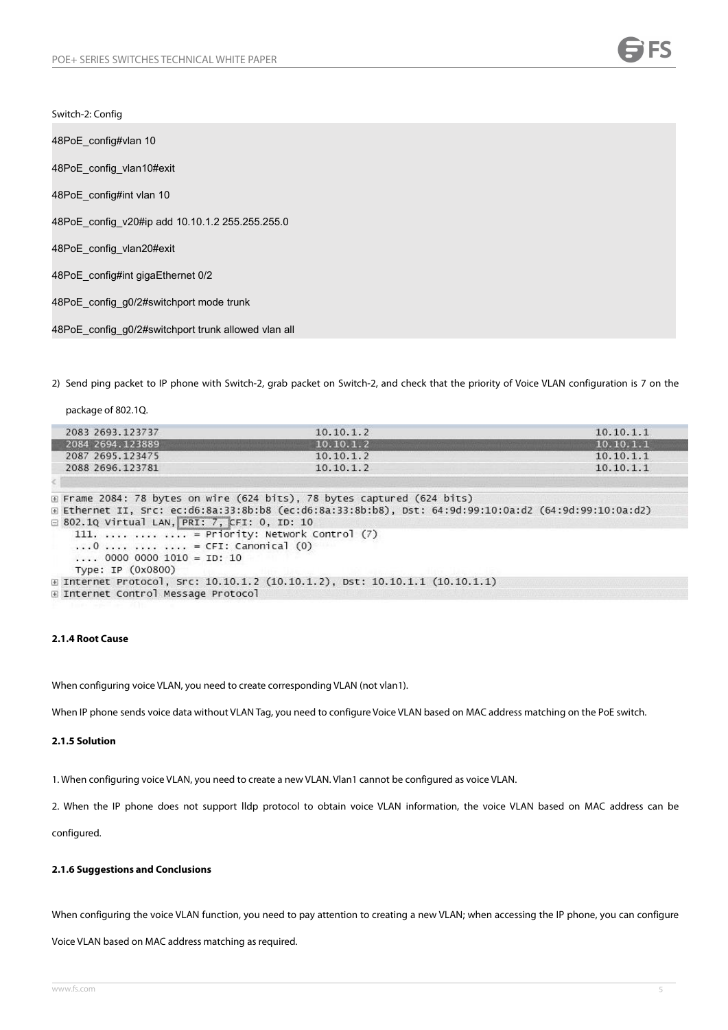Switch-2: Config

```
48PoE_config#vlan 10
48PoE_config_vlan10#exit
48PoE_config#int vlan 10
48PoE_config_v20#ip add 10.10.1.2 255.255.255.0
48PoE_config_vlan20#exit
48PoE_config#int gigaEthernet 0/2
48PoE_config_g0/2#switchport mode trunk
48PoE_config_g0/2#switchport trunk allowed vlan all
```

2) Send ping packet to IP phone with Switch-2, grab packet on Switch-2, and check that the priority of Voice VLAN configuration is 7 on the package of 802.1Q.

```
2083 2693.123737        10.10.1.2        10.10.1.1
2084 2694.123889        10.10.1.2        10.10.1.1
2087 2695.123475        10.10.1.2        10.10.1.1
2088 2696.123781        10.10.1.2        10.10.1.1

⊞ Frame 2084: 78 bytes on wire (624 bits), 78 bytes captured (624 bits)
⊞ Ethernet II, Src: ec:d6:8a:33:8b:b8 (ec:d6:8a:33:8b:b8), Dst: 64:9d:99:10:0a:d2 (64:9d:99:10:0a:d2)
⊟ 802.1Q Virtual LAN, PRI: 7, CFI: 0, ID: 10
    111. .... .... .... = Priority: Network Control (7)
    ...0 .... .... .... = CFI: Canonical (0)
    .... 0000 0000 1010 = ID: 10
    Type: IP (0x0800)
⊞ Internet Protocol, Src: 10.10.1.2 (10.10.1.2), Dst: 10.10.1.1 (10.10.1.1)
⊞ Internet Control Message Protocol
```

#### 2.1.4 Root Cause

When configuring voice VLAN, you need to create corresponding VLAN (not vlan1).

When IP phone sends voice data without VLAN Tag, you need to configure Voice VLAN based on MAC address matching on the PoE switch.

#### 2.1.5 Solution

1. When configuring voice VLAN, you need to create a new VLAN. Vlan1 cannot be configured as voice VLAN.

2. When the IP phone does not support lldp protocol to obtain voice VLAN information, the voice VLAN based on MAC address can be configured.

#### 2.1.6 Suggestions and Conclusions

When configuring the voice VLAN function, you need to pay attention to creating a new VLAN; when accessing the IP phone, you can configure Voice VLAN based on MAC address matching as required.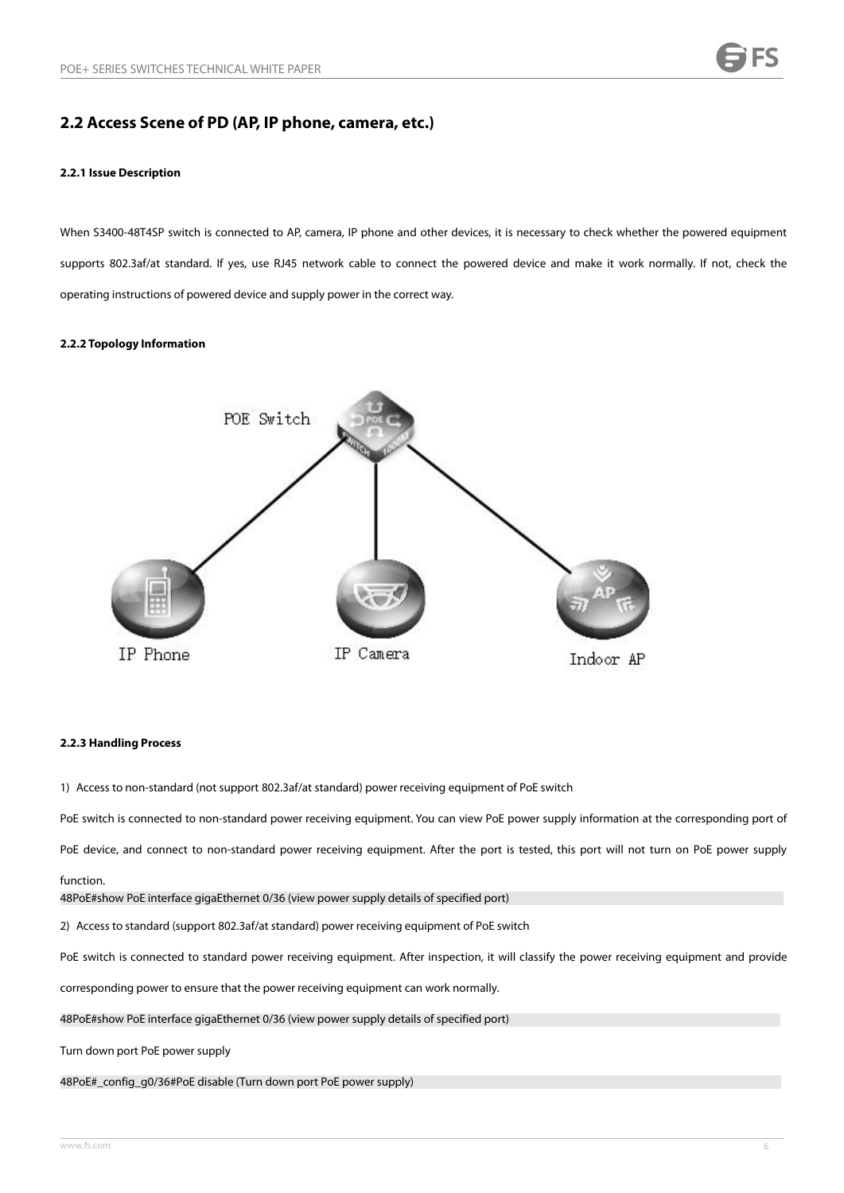## 2.2 Access Scene of PD (AP, IP phone, camera, etc.)

#### 2.2.1 Issue Description

When S3400-48T4SP switch is connected to AP, camera, IP phone and other devices, it is necessary to check whether the powered equipment supports 802.3af/at standard. If yes, use RJ45 network cable to connect the powered device and make it work normally. If not, check the operating instructions of powered device and supply power in the correct way.

#### 2.2.2 Topology Information

POE Switch

IP Phone

IP Camera

Indoor AP

#### 2.2.3 Handling Process

1) Access to non-standard (not support 802.3af/at standard) power receiving equipment of PoE switch

PoE switch is connected to non-standard power receiving equipment. You can view PoE power supply information at the corresponding port of PoE device, and connect to non-standard power receiving equipment. After the port is tested, this port will not turn on PoE power supply function.

```
48PoE#show PoE interface gigaEthernet 0/36 (view power supply details of specified port)
```

2) Access to standard (support 802.3af/at standard) power receiving equipment of PoE switch

PoE switch is connected to standard power receiving equipment. After inspection, it will classify the power receiving equipment and provide corresponding power to ensure that the power receiving equipment can work normally.

```
48PoE#show PoE interface gigaEthernet 0/36 (view power supply details of specified port)
```

Turn down port PoE power supply

```
48PoE#_config_g0/36#PoE disable (Turn down port PoE power supply)
```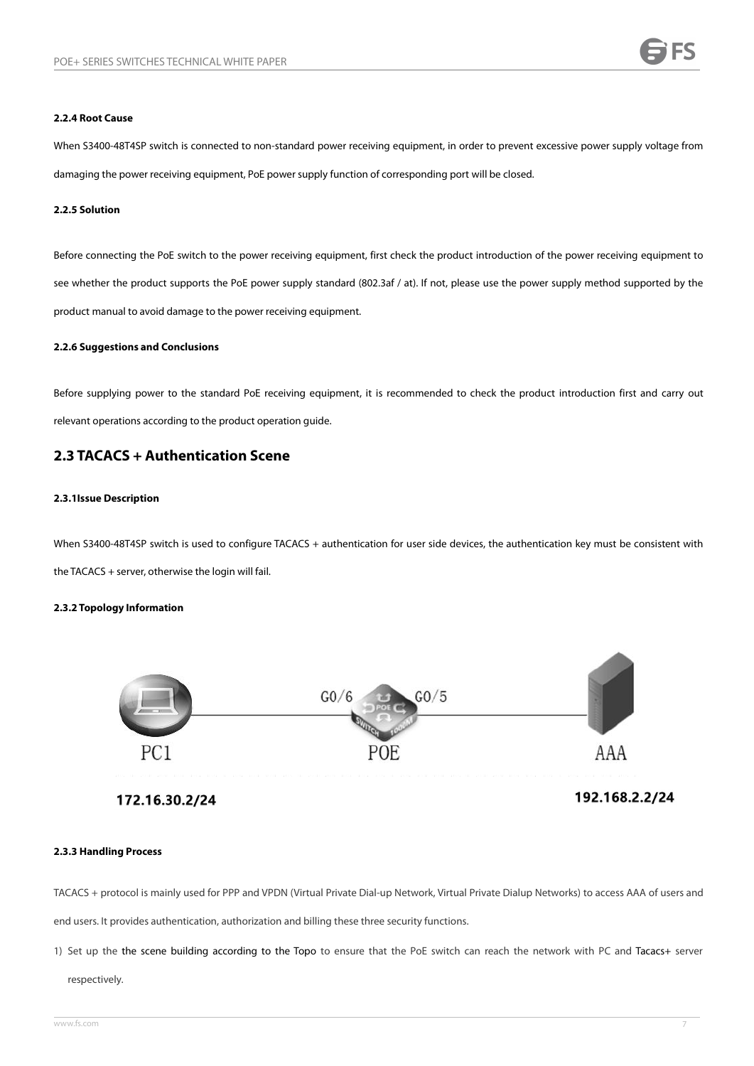#### 2.2.4 Root Cause

When S3400-48T4SP switch is connected to non-standard power receiving equipment, in order to prevent excessive power supply voltage from damaging the power receiving equipment, PoE power supply function of corresponding port will be closed.

#### 2.2.5 Solution

Before connecting the PoE switch to the power receiving equipment, first check the product introduction of the power receiving equipment to see whether the product supports the PoE power supply standard (802.3af / at). If not, please use the power supply method supported by the product manual to avoid damage to the power receiving equipment.

#### 2.2.6 Suggestions and Conclusions

Before supplying power to the standard PoE receiving equipment, it is recommended to check the product introduction first and carry out relevant operations according to the product operation guide.

## 2.3 TACACS + Authentication Scene

#### 2.3.1Issue Description

When S3400-48T4SP switch is used to configure TACACS + authentication for user side devices, the authentication key must be consistent with the TACACS + server, otherwise the login will fail.

#### 2.3.2 Topology Information

PC1 G0/6 POE G0/5 AAA

172.16.30.2/24 192.168.2.2/24

#### 2.3.3 Handling Process

TACACS + protocol is mainly used for PPP and VPDN (Virtual Private Dial-up Network, Virtual Private Dialup Networks) to access AAA of users and end users. It provides authentication, authorization and billing these three security functions.

1) Set up the the scene building according to the Topo to ensure that the PoE switch can reach the network with PC and Tacacs+ server respectively.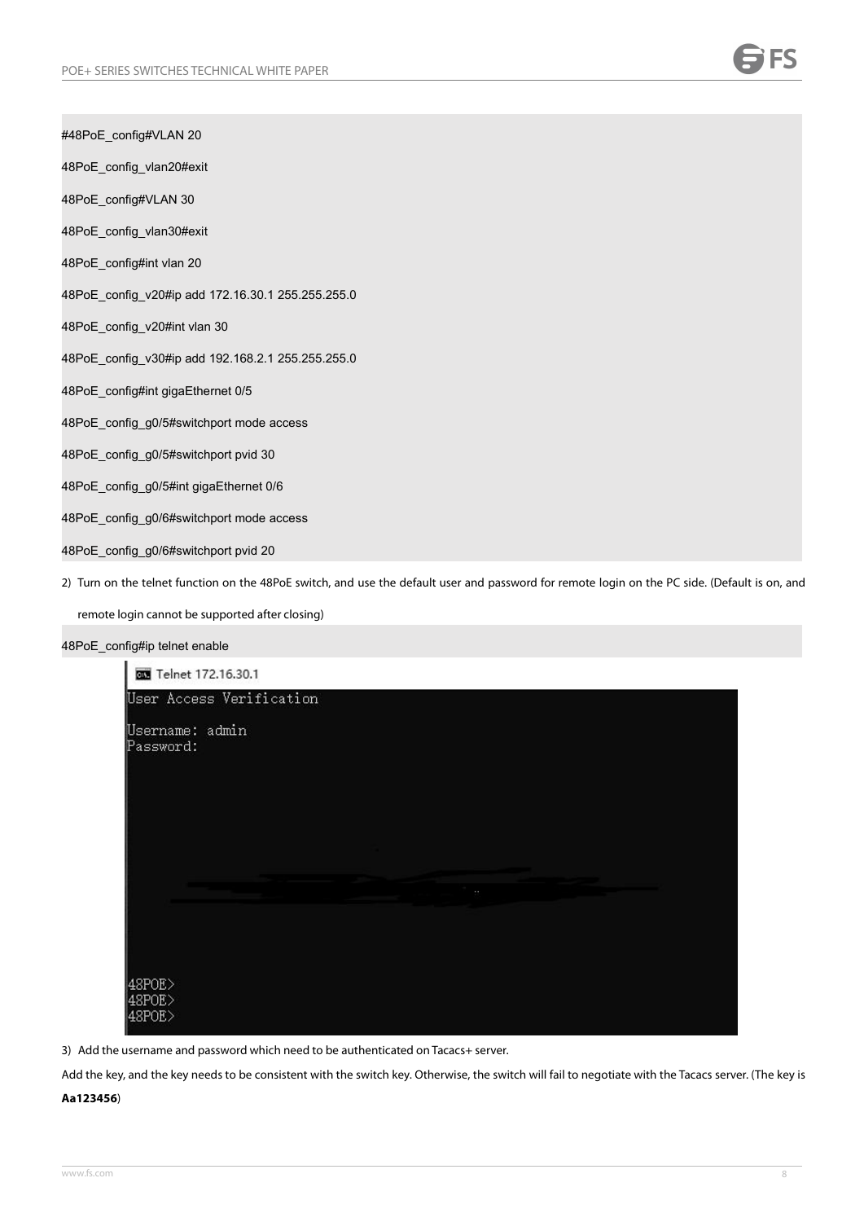```
#48PoE_config#VLAN 20
48PoE_config_vlan20#exit
48PoE_config#VLAN 30
48PoE_config_vlan30#exit
48PoE_config#int vlan 20
48PoE_config_v20#ip add 172.16.30.1 255.255.255.0
48PoE_config_v20#int vlan 30
48PoE_config_v30#ip add 192.168.2.1 255.255.255.0
48PoE_config#int gigaEthernet 0/5
48PoE_config_g0/5#switchport mode access
48PoE_config_g0/5#switchport pvid 30
48PoE_config_g0/5#int gigaEthernet 0/6
48PoE_config_g0/6#switchport mode access
48PoE_config_g0/6#switchport pvid 20
```

2) Turn on the telnet function on the 48PoE switch, and use the default user and password for remote login on the PC side. (Default is on, and remote login cannot be supported after closing)

```
48PoE_config#ip telnet enable
```

```
Telnet 172.16.30.1
User Access Verification

Username: admin
Password:

48POE>
48POE>
48POE>
```

3) Add the username and password which need to be authenticated on Tacacs+ server.

Add the key, and the key needs to be consistent with the switch key. Otherwise, the switch will fail to negotiate with the Tacacs server. (The key is **Aa123456**)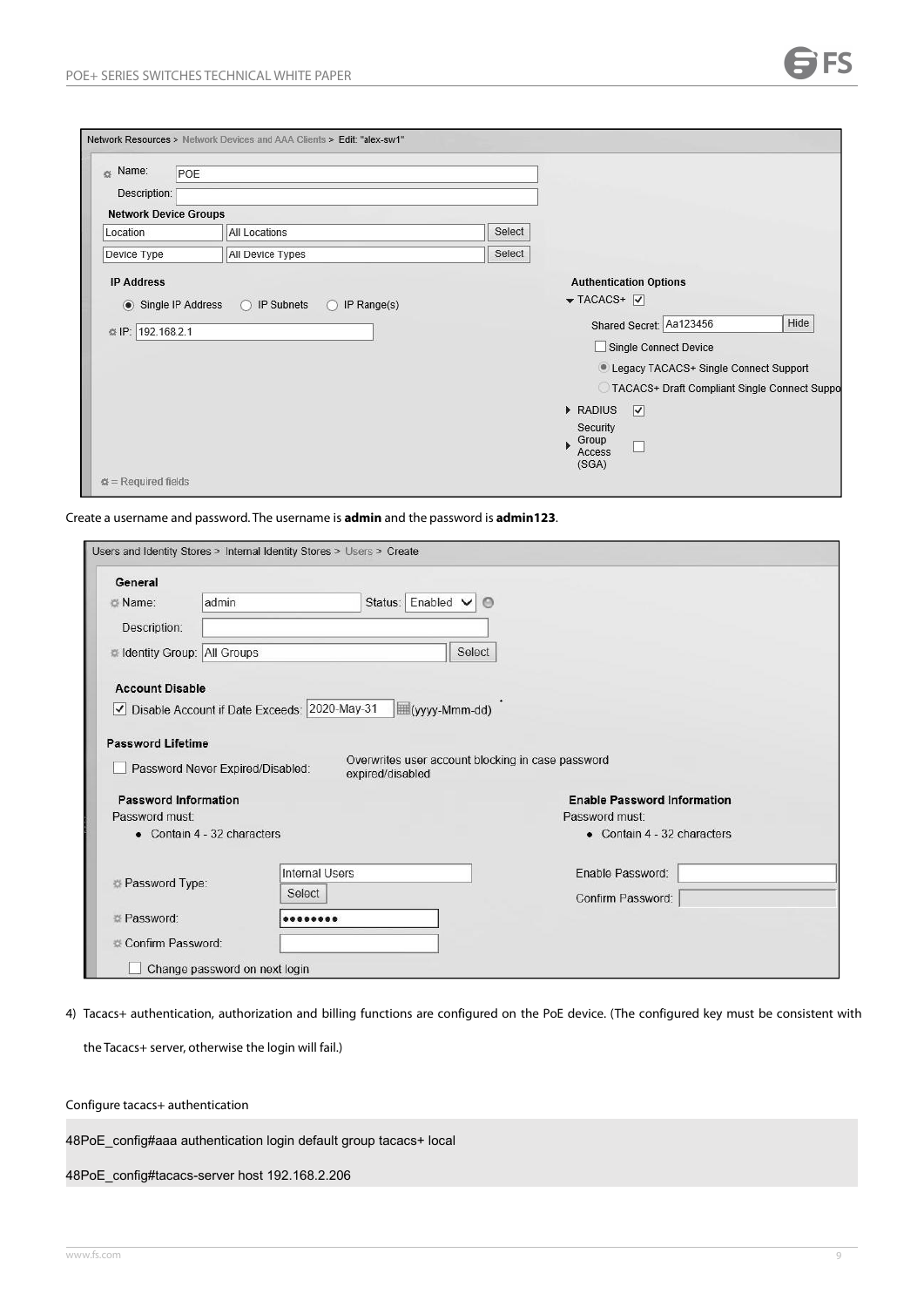Network Resources > Network Devices and AAA Clients > Edit: "alex-sw1"

Name: POE

Description:

Network Device Groups

| | | |
|---|---|---|
| Location | All Locations | Select |
| Device Type | All Device Types | Select |

IP Address

Single IP Address / IP Subnets / IP Range(s)

IP: 192.168.2.1

Authentication Options

TACACS+ ☑

Shared Secret: Aa123456 Hide

☐ Single Connect Device

Legacy TACACS+ Single Connect Support

TACACS+ Draft Compliant Single Connect Support

RADIUS ☑

Security Group Access (SGA) ☐

= Required fields

Create a username and password. The username is **admin** and the password is **admin123**.

Users and Identity Stores > Internal Identity Stores > Users > Create

General

Name: admin Status: Enabled

Description:

Identity Group: All Groups Select

Account Disable

☑ Disable Account if Date Exceeds: 2020-May-31 (yyyy-Mmm-dd)

Password Lifetime

☐ Password Never Expired/Disabled: Overwrites user account blocking in case password expired/disabled

Password Information

Password must:

- Contain 4 - 32 characters

Password Type: Internal Users Select

Password: ••••••••

Confirm Password:

☐ Change password on next login

Enable Password Information

Password must:

- Contain 4 - 32 characters

Enable Password:

Confirm Password:

4) Tacacs+ authentication, authorization and billing functions are configured on the PoE device. (The configured key must be consistent with the Tacacs+ server, otherwise the login will fail.)

Configure tacacs+ authentication

```
48PoE_config#aaa authentication login default group tacacs+ local
48PoE_config#tacacs-server host 192.168.2.206
```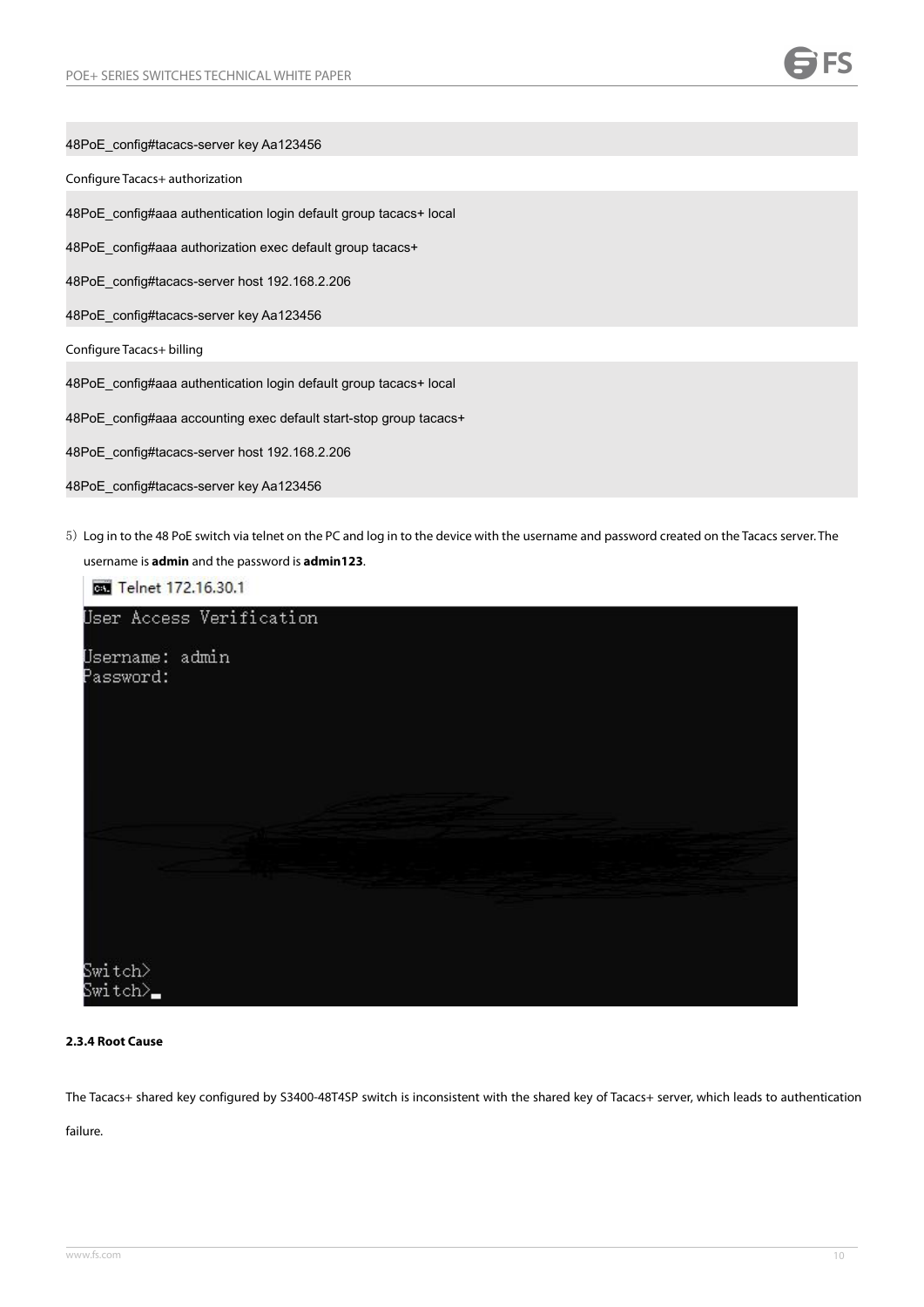```
48PoE_config#tacacs-server key Aa123456
```

Configure Tacacs+ authorization

```
48PoE_config#aaa authentication login default group tacacs+ local
48PoE_config#aaa authorization exec default group tacacs+
48PoE_config#tacacs-server host 192.168.2.206
48PoE_config#tacacs-server key Aa123456
```

Configure Tacacs+ billing

```
48PoE_config#aaa authentication login default group tacacs+ local
48PoE_config#aaa accounting exec default start-stop group tacacs+
48PoE_config#tacacs-server host 192.168.2.206
48PoE_config#tacacs-server key Aa123456
```

5) Log in to the 48 PoE switch via telnet on the PC and log in to the device with the username and password created on the Tacacs server. The username is **admin** and the password is **admin123**.

```
Telnet 172.16.30.1

User Access Verification

Username: admin
Password:

Switch>
Switch>_
```

**2.3.4 Root Cause**

The Tacacs+ shared key configured by S3400-48T4SP switch is inconsistent with the shared key of Tacacs+ server, which leads to authentication failure.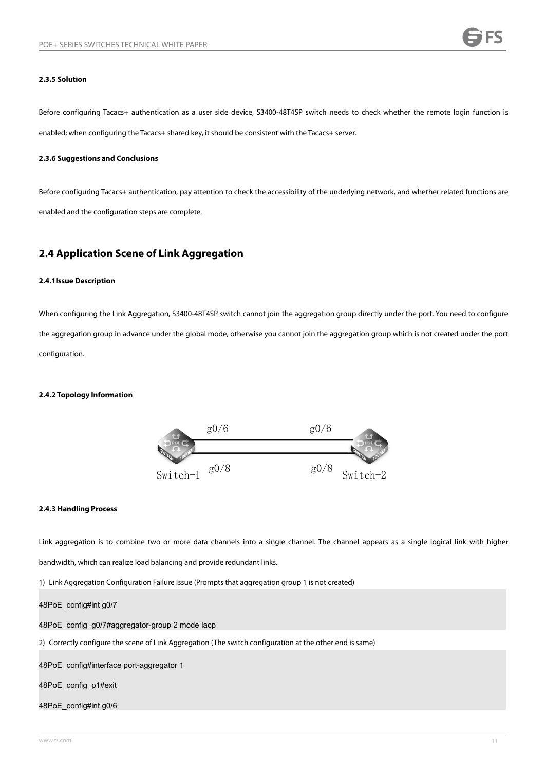#### 2.3.5 Solution

Before configuring Tacacs+ authentication as a user side device, S3400-48T4SP switch needs to check whether the remote login function is enabled; when configuring the Tacacs+ shared key, it should be consistent with the Tacacs+ server.

#### 2.3.6 Suggestions and Conclusions

Before configuring Tacacs+ authentication, pay attention to check the accessibility of the underlying network, and whether related functions are enabled and the configuration steps are complete.

## 2.4 Application Scene of Link Aggregation

#### 2.4.1Issue Description

When configuring the Link Aggregation, S3400-48T4SP switch cannot join the aggregation group directly under the port. You need to configure the aggregation group in advance under the global mode, otherwise you cannot join the aggregation group which is not created under the port configuration.

#### 2.4.2 Topology Information

g0/6 g0/6

Switch-1 g0/8 g0/8 Switch-2

#### 2.4.3 Handling Process

Link aggregation is to combine two or more data channels into a single channel. The channel appears as a single logical link with higher bandwidth, which can realize load balancing and provide redundant links.

1) Link Aggregation Configuration Failure Issue (Prompts that aggregation group 1 is not created)

```
48PoE_config#int g0/7
48PoE_config_g0/7#aggregator-group 2 mode lacp
```

2) Correctly configure the scene of Link Aggregation (The switch configuration at the other end is same)

```
48PoE_config#interface port-aggregator 1
48PoE_config_p1#exit
48PoE_config#int g0/6
```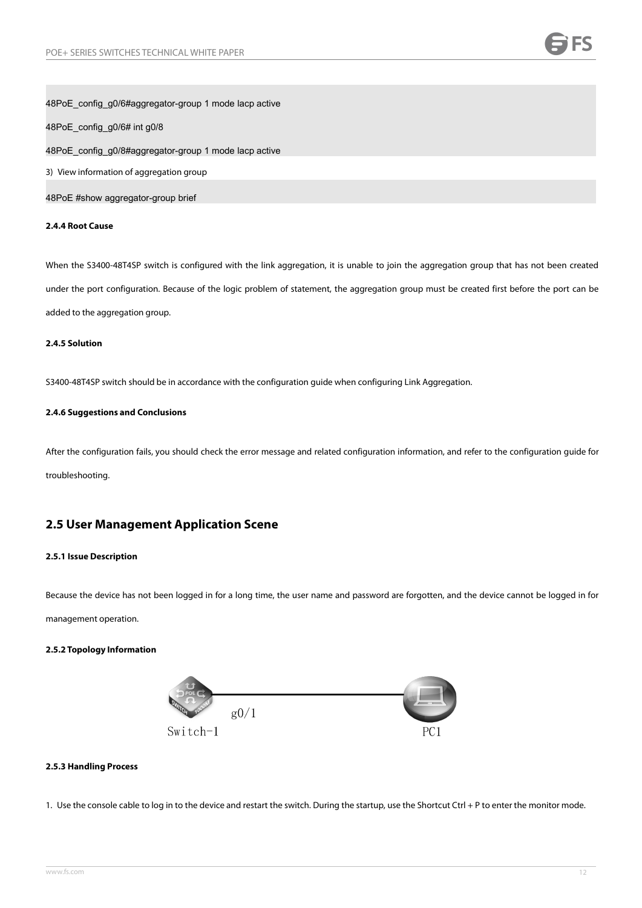```
48PoE_config_g0/6#aggregator-group 1 mode lacp active
48PoE_config_g0/6# int g0/8
48PoE_config_g0/8#aggregator-group 1 mode lacp active
```

3) View information of aggregation group

```
48PoE #show aggregator-group brief
```

#### 2.4.4 Root Cause

When the S3400-48T4SP switch is configured with the link aggregation, it is unable to join the aggregation group that has not been created under the port configuration. Because of the logic problem of statement, the aggregation group must be created first before the port can be added to the aggregation group.

#### 2.4.5 Solution

S3400-48T4SP switch should be in accordance with the configuration guide when configuring Link Aggregation.

#### 2.4.6 Suggestions and Conclusions

After the configuration fails, you should check the error message and related configuration information, and refer to the configuration guide for troubleshooting.

## 2.5 User Management Application Scene

#### 2.5.1 Issue Description

Because the device has not been logged in for a long time, the user name and password are forgotten, and the device cannot be logged in for management operation.

#### 2.5.2 Topology Information

Switch-1 — g0/1 — PC1

#### 2.5.3 Handling Process

1. Use the console cable to log in to the device and restart the switch. During the startup, use the Shortcut Ctrl + P to enter the monitor mode.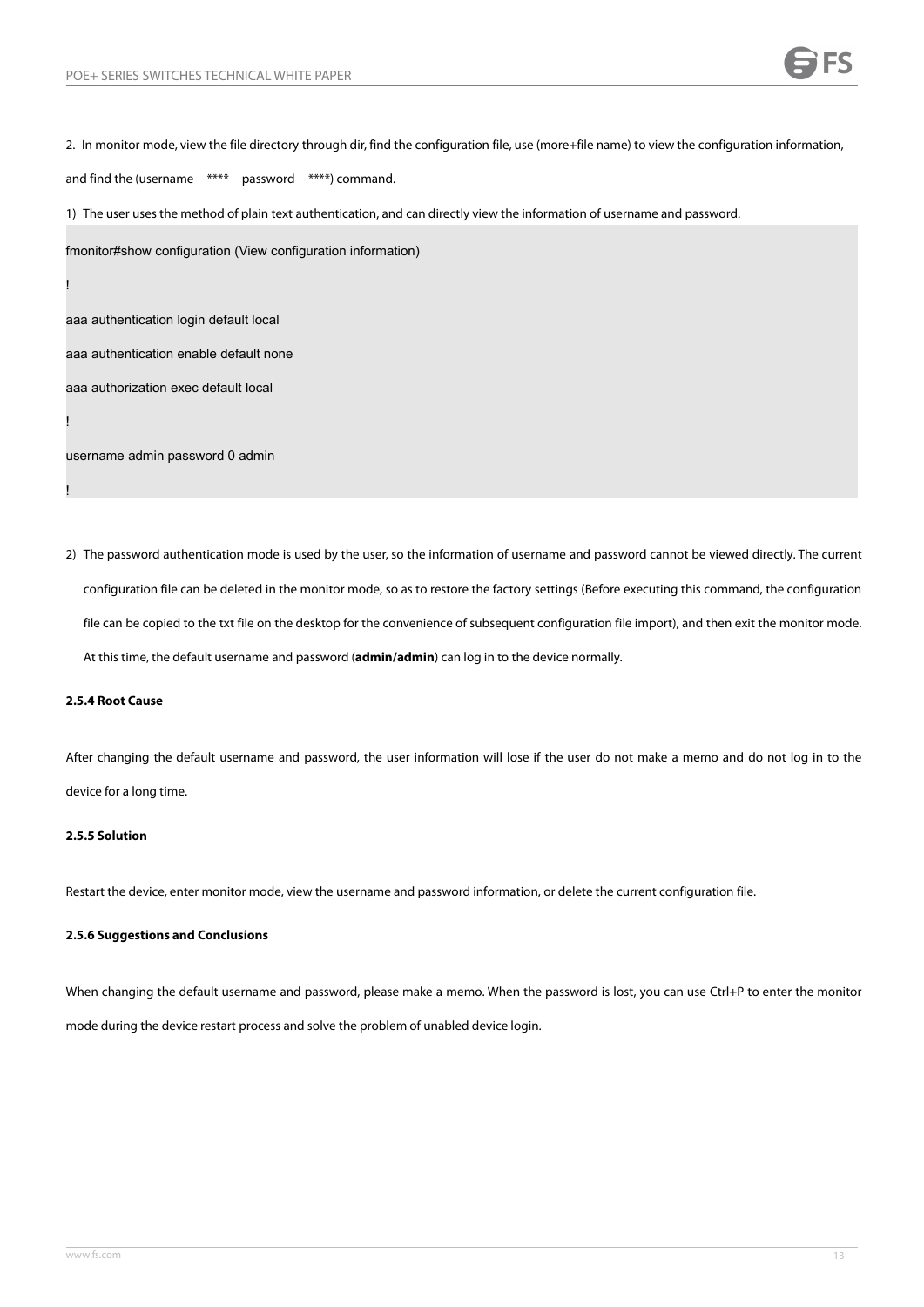2. In monitor mode, view the file directory through dir, find the configuration file, use (more+file name) to view the configuration information, and find the (username **** password ****) command.

1) The user uses the method of plain text authentication, and can directly view the information of username and password.

```
fmonitor#show configuration (View configuration information)
!
aaa authentication login default local
aaa authentication enable default none
aaa authorization exec default local
!
username admin password 0 admin
!
```

2) The password authentication mode is used by the user, so the information of username and password cannot be viewed directly. The current configuration file can be deleted in the monitor mode, so as to restore the factory settings (Before executing this command, the configuration file can be copied to the txt file on the desktop for the convenience of subsequent configuration file import), and then exit the monitor mode. At this time, the default username and password (**admin/admin**) can log in to the device normally.

#### 2.5.4 Root Cause

After changing the default username and password, the user information will lose if the user do not make a memo and do not log in to the device for a long time.

#### 2.5.5 Solution

Restart the device, enter monitor mode, view the username and password information, or delete the current configuration file.

#### 2.5.6 Suggestions and Conclusions

When changing the default username and password, please make a memo. When the password is lost, you can use Ctrl+P to enter the monitor mode during the device restart process and solve the problem of unabled device login.